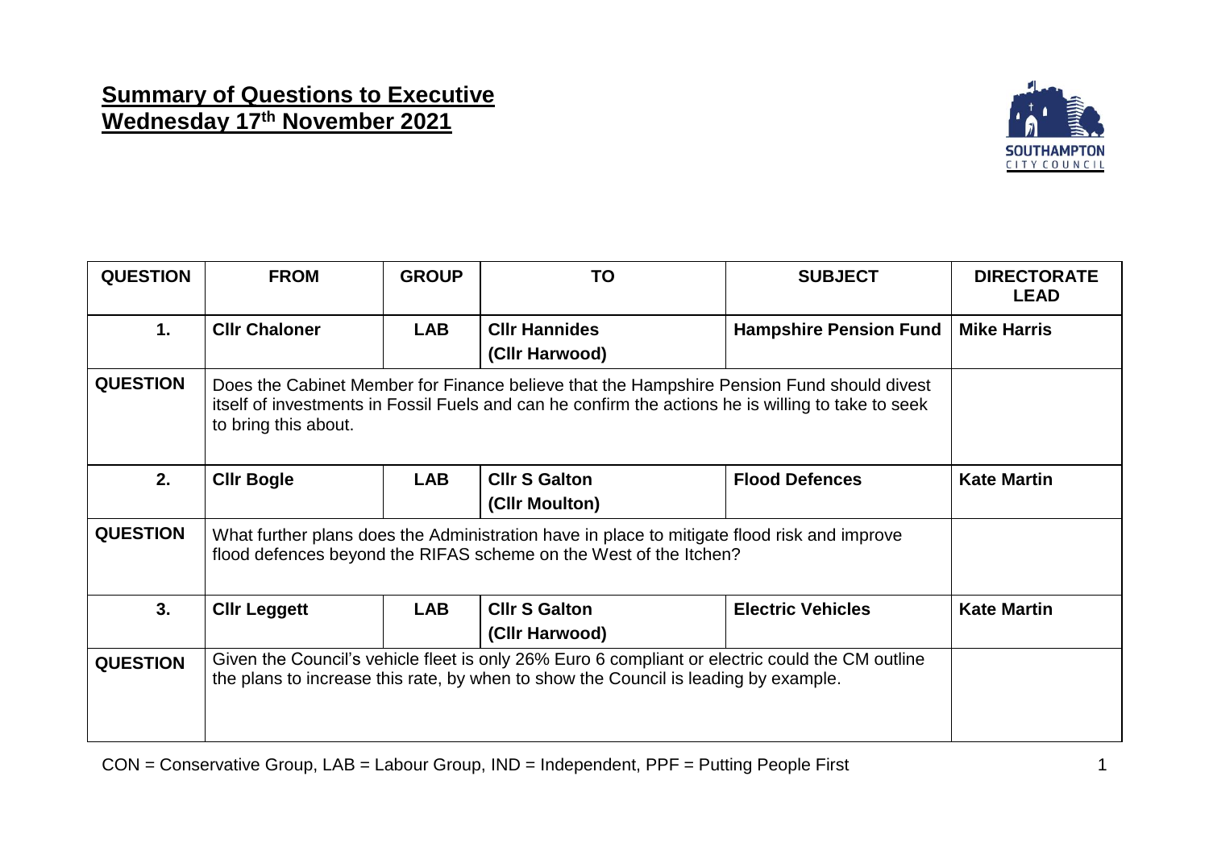**Summary of Questions to Executive**
**Wednesday 17th November 2021**

| QUESTION | FROM | GROUP | TO | SUBJECT | DIRECTORATE LEAD |
|---|---|---|---|---|---|
| **1.** | **Cllr Chaloner** | **LAB** | **Cllr Hannides (Cllr Harwood)** | **Hampshire Pension Fund** | **Mike Harris** |
| **QUESTION** | Does the Cabinet Member for Finance believe that the Hampshire Pension Fund should divest itself of investments in Fossil Fuels and can he confirm the actions he is willing to take to seek to bring this about. | | | | |
| **2.** | **Cllr Bogle** | **LAB** | **Cllr S Galton (Cllr Moulton)** | **Flood Defences** | **Kate Martin** |
| **QUESTION** | What further plans does the Administration have in place to mitigate flood risk and improve flood defences beyond the RIFAS scheme on the West of the Itchen? | | | | |
| **3.** | **Cllr Leggett** | **LAB** | **Cllr S Galton (Cllr Harwood)** | **Electric Vehicles** | **Kate Martin** |
| **QUESTION** | Given the Council's vehicle fleet is only 26% Euro 6 compliant or electric could the CM outline the plans to increase this rate, by when to show the Council is leading by example. | | | | |

CON = Conservative Group, LAB = Labour Group, IND = Independent, PPF = Putting People First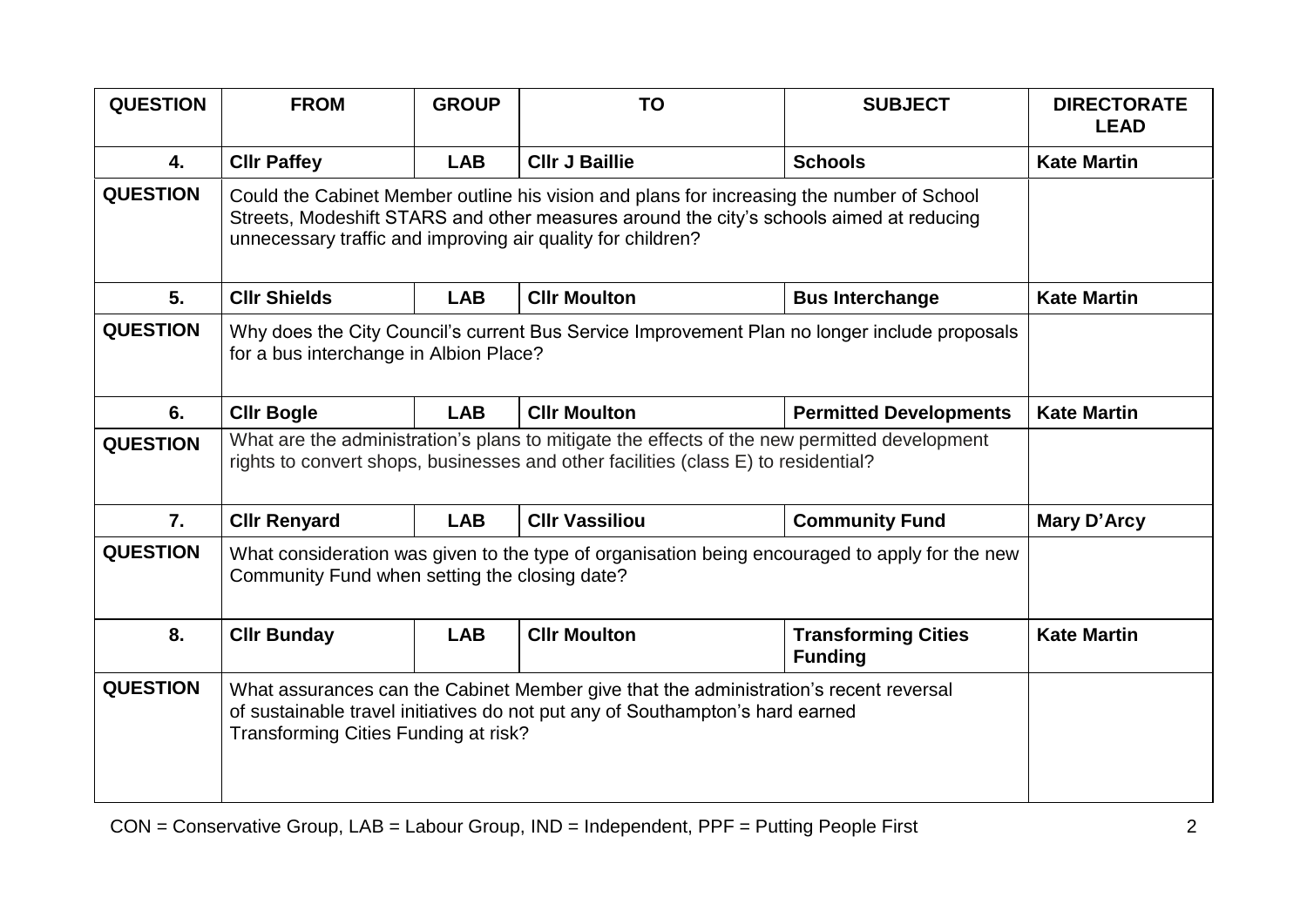| QUESTION | FROM | GROUP | TO | SUBJECT | DIRECTORATE LEAD |
|---|---|---|---|---|---|
| **4.** | **Cllr Paffey** | **LAB** | **Cllr J Baillie** | **Schools** | **Kate Martin** |
| **QUESTION** | Could the Cabinet Member outline his vision and plans for increasing the number of School Streets, Modeshift STARS and other measures around the city's schools aimed at reducing unnecessary traffic and improving air quality for children? | | | | |
| **5.** | **Cllr Shields** | **LAB** | **Cllr Moulton** | **Bus Interchange** | **Kate Martin** |
| **QUESTION** | Why does the City Council's current Bus Service Improvement Plan no longer include proposals for a bus interchange in Albion Place? | | | | |
| **6.** | **Cllr Bogle** | **LAB** | **Cllr Moulton** | **Permitted Developments** | **Kate Martin** |
| **QUESTION** | What are the administration's plans to mitigate the effects of the new permitted development rights to convert shops, businesses and other facilities (class E) to residential? | | | | |
| **7.** | **Cllr Renyard** | **LAB** | **Cllr Vassiliou** | **Community Fund** | **Mary D'Arcy** |
| **QUESTION** | What consideration was given to the type of organisation being encouraged to apply for the new Community Fund when setting the closing date? | | | | |
| **8.** | **Cllr Bunday** | **LAB** | **Cllr Moulton** | **Transforming Cities Funding** | **Kate Martin** |
| **QUESTION** | What assurances can the Cabinet Member give that the administration's recent reversal of sustainable travel initiatives do not put any of Southampton's hard earned Transforming Cities Funding at risk? | | | | |

CON = Conservative Group, LAB = Labour Group, IND = Independent, PPF = Putting People First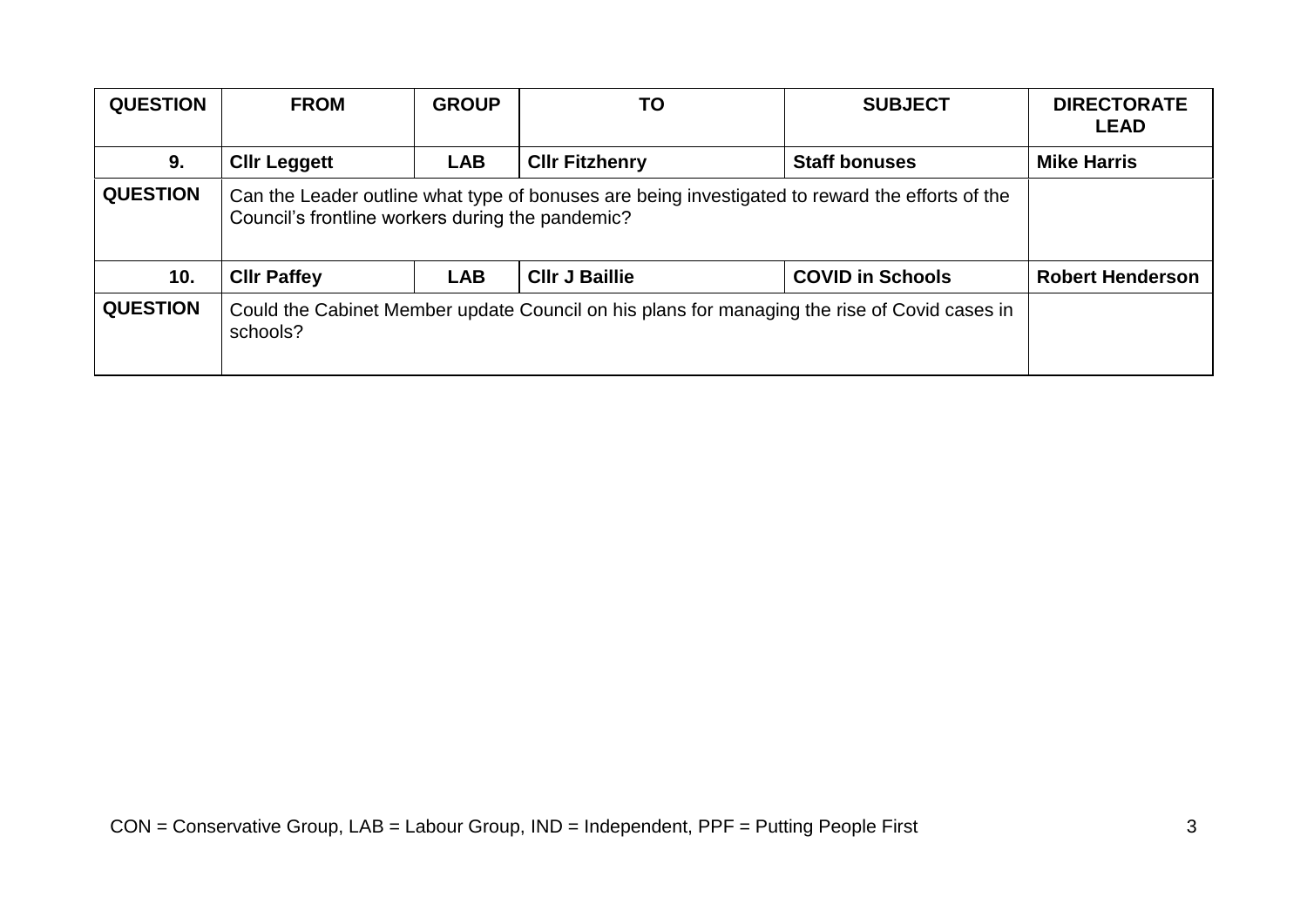| QUESTION | FROM | GROUP | TO | SUBJECT | DIRECTORATE LEAD |
|---|---|---|---|---|---|
| **9.** | **Cllr Leggett** | **LAB** | **Cllr Fitzhenry** | **Staff bonuses** | **Mike Harris** |
| **QUESTION** | Can the Leader outline what type of bonuses are being investigated to reward the efforts of the Council's frontline workers during the pandemic? | | | | |
| **10.** | **Cllr Paffey** | **LAB** | **Cllr J Baillie** | **COVID in Schools** | **Robert Henderson** |
| **QUESTION** | Could the Cabinet Member update Council on his plans for managing the rise of Covid cases in schools? | | | | |

CON = Conservative Group, LAB = Labour Group, IND = Independent, PPF = Putting People First